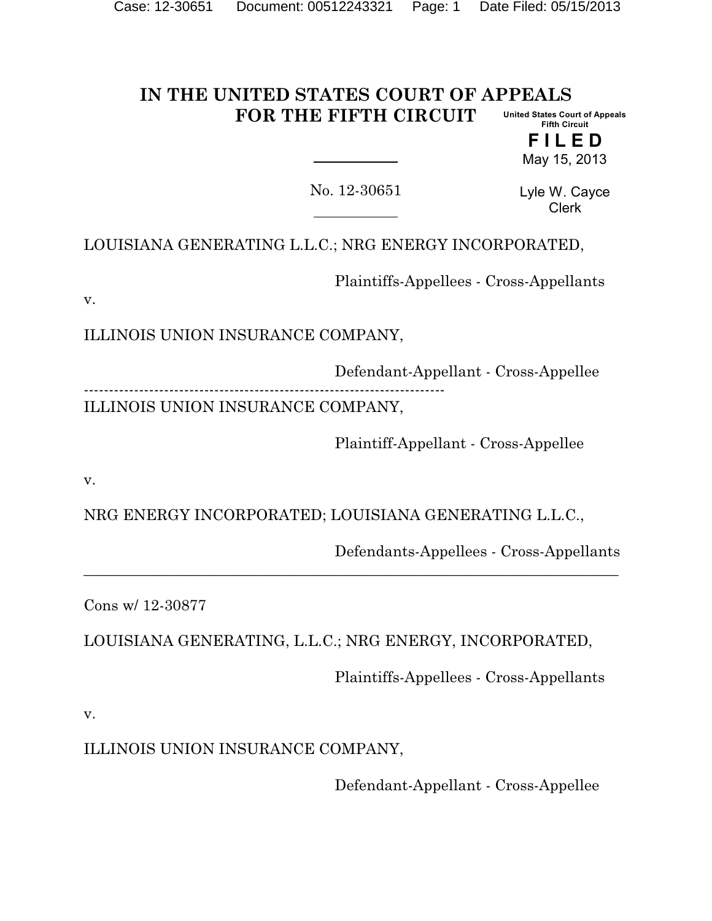# IN THE UNITED STATES COURT OF APPEALS FOR THE FIFTH CIRCUIT

United States Court of Appeals
Fifth Circuit

**FILED**
May 15, 2013

Lyle W. Cayce
Clerk

No. 12-30651

LOUISIANA GENERATING L.L.C.; NRG ENERGY INCORPORATED,

Plaintiffs-Appellees - Cross-Appellants

v.

ILLINOIS UNION INSURANCE COMPANY,

Defendant-Appellant - Cross-Appellee

---

ILLINOIS UNION INSURANCE COMPANY,

Plaintiff-Appellant - Cross-Appellee

v.

NRG ENERGY INCORPORATED; LOUISIANA GENERATING L.L.C.,

Defendants-Appellees - Cross-Appellants

---

Cons w/ 12-30877

LOUISIANA GENERATING, L.L.C.; NRG ENERGY, INCORPORATED,

Plaintiffs-Appellees - Cross-Appellants

v.

ILLINOIS UNION INSURANCE COMPANY,

Defendant-Appellant - Cross-Appellee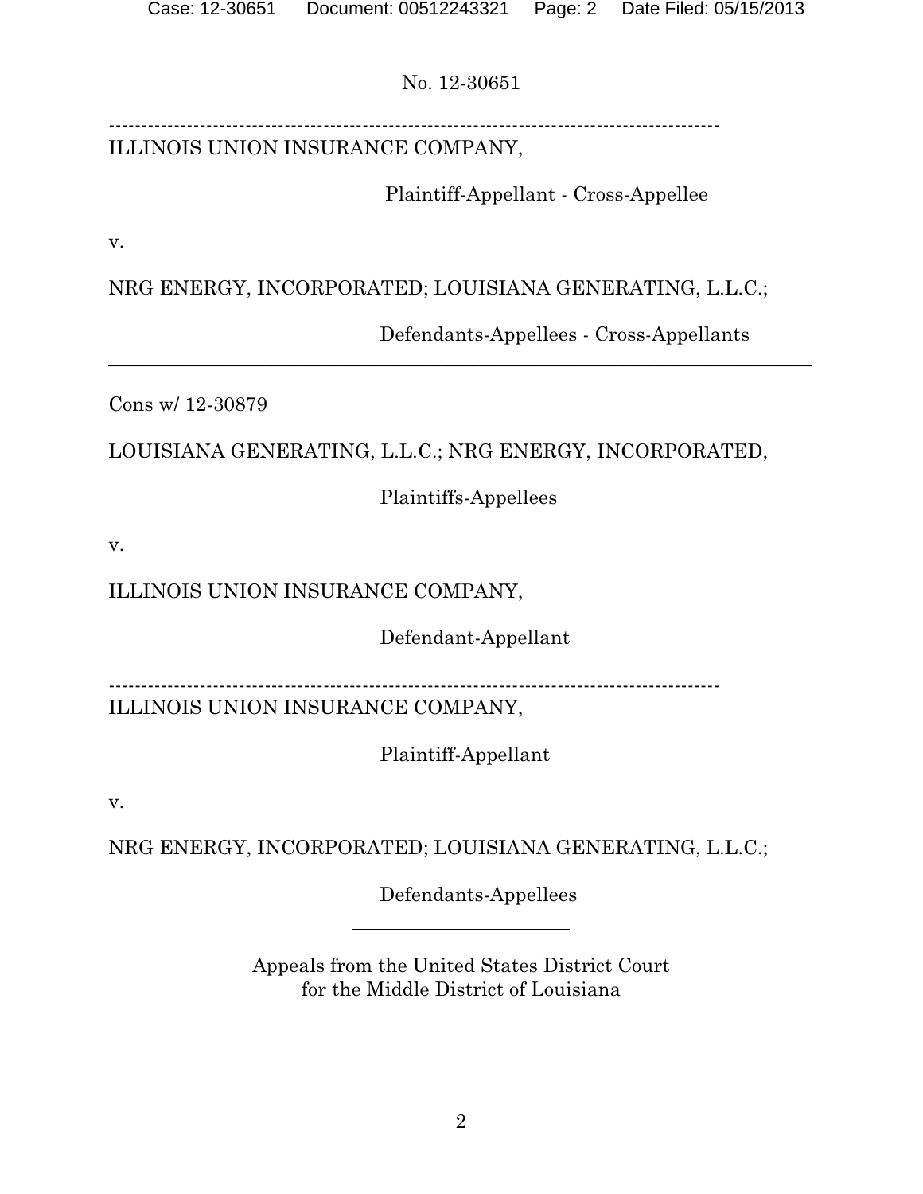No. 12-30651

---

ILLINOIS UNION INSURANCE COMPANY,

Plaintiff-Appellant - Cross-Appellee

v.

NRG ENERGY, INCORPORATED; LOUISIANA GENERATING, L.L.C.;

Defendants-Appellees - Cross-Appellants

---

Cons w/ 12-30879

LOUISIANA GENERATING, L.L.C.; NRG ENERGY, INCORPORATED,

Plaintiffs-Appellees

v.

ILLINOIS UNION INSURANCE COMPANY,

Defendant-Appellant

---

ILLINOIS UNION INSURANCE COMPANY,

Plaintiff-Appellant

v.

NRG ENERGY, INCORPORATED; LOUISIANA GENERATING, L.L.C.;

Defendants-Appellees

---

Appeals from the United States District Court
for the Middle District of Louisiana

---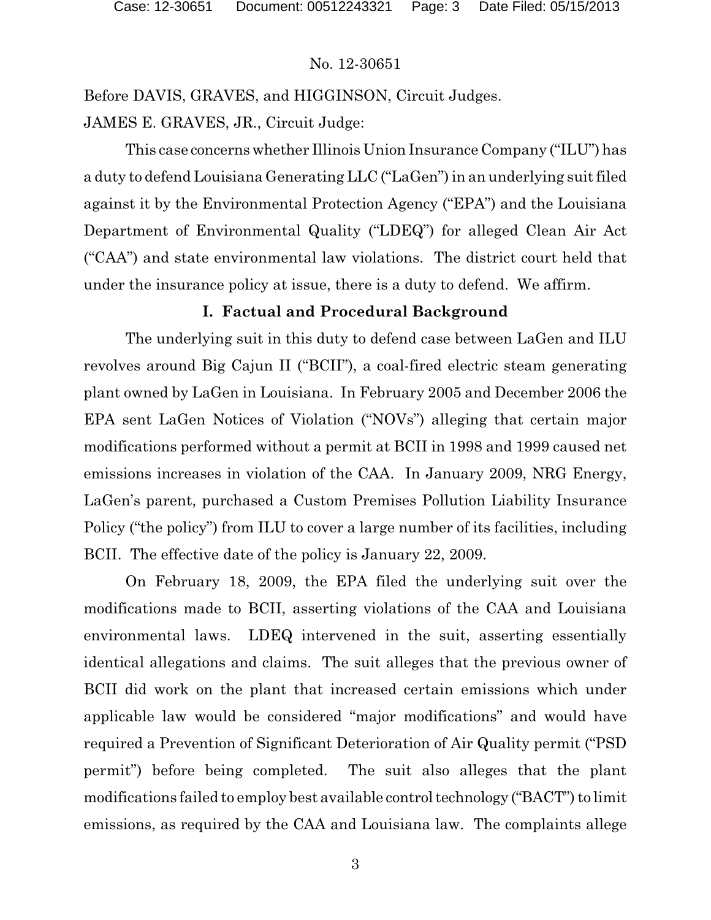Before DAVIS, GRAVES, and HIGGINSON, Circuit Judges.

JAMES E. GRAVES, JR., Circuit Judge:

This case concerns whether Illinois Union Insurance Company ("ILU") has a duty to defend Louisiana Generating LLC ("LaGen") in an underlying suit filed against it by the Environmental Protection Agency ("EPA") and the Louisiana Department of Environmental Quality ("LDEQ") for alleged Clean Air Act ("CAA") and state environmental law violations. The district court held that under the insurance policy at issue, there is a duty to defend. We affirm.

## I. Factual and Procedural Background

The underlying suit in this duty to defend case between LaGen and ILU revolves around Big Cajun II ("BCII"), a coal-fired electric steam generating plant owned by LaGen in Louisiana. In February 2005 and December 2006 the EPA sent LaGen Notices of Violation ("NOVs") alleging that certain major modifications performed without a permit at BCII in 1998 and 1999 caused net emissions increases in violation of the CAA. In January 2009, NRG Energy, LaGen's parent, purchased a Custom Premises Pollution Liability Insurance Policy ("the policy") from ILU to cover a large number of its facilities, including BCII. The effective date of the policy is January 22, 2009.

On February 18, 2009, the EPA filed the underlying suit over the modifications made to BCII, asserting violations of the CAA and Louisiana environmental laws. LDEQ intervened in the suit, asserting essentially identical allegations and claims. The suit alleges that the previous owner of BCII did work on the plant that increased certain emissions which under applicable law would be considered "major modifications" and would have required a Prevention of Significant Deterioration of Air Quality permit ("PSD permit") before being completed. The suit also alleges that the plant modifications failed to employ best available control technology ("BACT") to limit emissions, as required by the CAA and Louisiana law. The complaints allege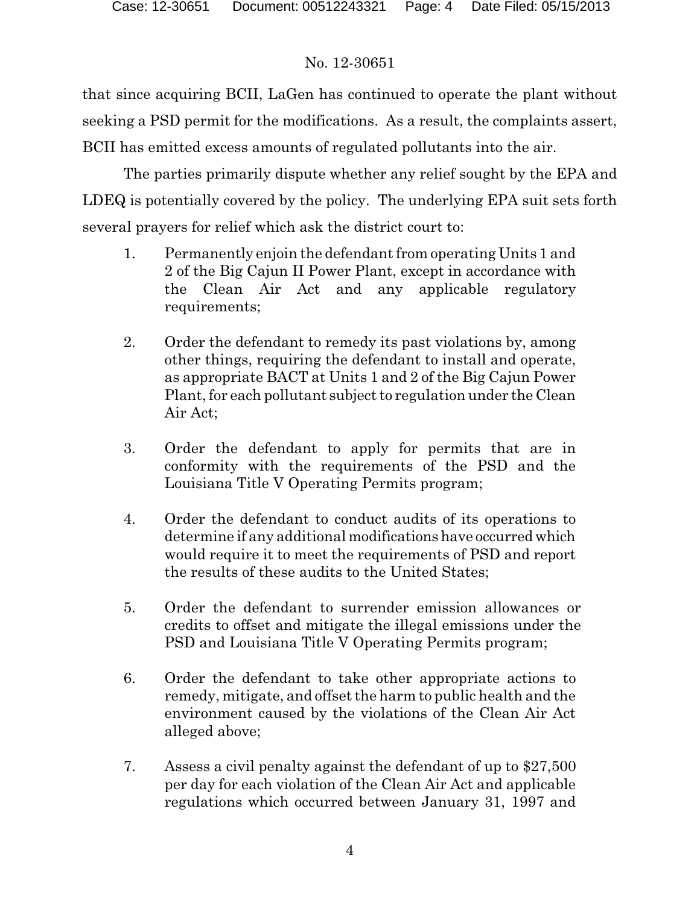that since acquiring BCII, LaGen has continued to operate the plant without seeking a PSD permit for the modifications. As a result, the complaints assert, BCII has emitted excess amounts of regulated pollutants into the air.

The parties primarily dispute whether any relief sought by the EPA and LDEQ is potentially covered by the policy. The underlying EPA suit sets forth several prayers for relief which ask the district court to:

1. Permanently enjoin the defendant from operating Units 1 and 2 of the Big Cajun II Power Plant, except in accordance with the Clean Air Act and any applicable regulatory requirements;

2. Order the defendant to remedy its past violations by, among other things, requiring the defendant to install and operate, as appropriate BACT at Units 1 and 2 of the Big Cajun Power Plant, for each pollutant subject to regulation under the Clean Air Act;

3. Order the defendant to apply for permits that are in conformity with the requirements of the PSD and the Louisiana Title V Operating Permits program;

4. Order the defendant to conduct audits of its operations to determine if any additional modifications have occurred which would require it to meet the requirements of PSD and report the results of these audits to the United States;

5. Order the defendant to surrender emission allowances or credits to offset and mitigate the illegal emissions under the PSD and Louisiana Title V Operating Permits program;

6. Order the defendant to take other appropriate actions to remedy, mitigate, and offset the harm to public health and the environment caused by the violations of the Clean Air Act alleged above;

7. Assess a civil penalty against the defendant of up to $27,500 per day for each violation of the Clean Air Act and applicable regulations which occurred between January 31, 1997 and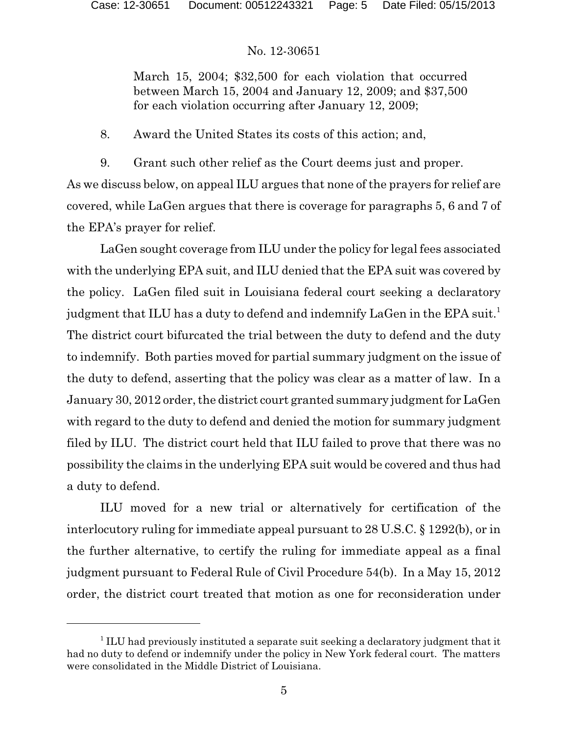March 15, 2004; $32,500 for each violation that occurred between March 15, 2004 and January 12, 2009; and $37,500 for each violation occurring after January 12, 2009;

8. Award the United States its costs of this action; and,

9. Grant such other relief as the Court deems just and proper.

As we discuss below, on appeal ILU argues that none of the prayers for relief are covered, while LaGen argues that there is coverage for paragraphs 5, 6 and 7 of the EPA's prayer for relief.

LaGen sought coverage from ILU under the policy for legal fees associated with the underlying EPA suit, and ILU denied that the EPA suit was covered by the policy. LaGen filed suit in Louisiana federal court seeking a declaratory judgment that ILU has a duty to defend and indemnify LaGen in the EPA suit.[1] The district court bifurcated the trial between the duty to defend and the duty to indemnify. Both parties moved for partial summary judgment on the issue of the duty to defend, asserting that the policy was clear as a matter of law. In a January 30, 2012 order, the district court granted summary judgment for LaGen with regard to the duty to defend and denied the motion for summary judgment filed by ILU. The district court held that ILU failed to prove that there was no possibility the claims in the underlying EPA suit would be covered and thus had a duty to defend.

ILU moved for a new trial or alternatively for certification of the interlocutory ruling for immediate appeal pursuant to 28 U.S.C. § 1292(b), or in the further alternative, to certify the ruling for immediate appeal as a final judgment pursuant to Federal Rule of Civil Procedure 54(b). In a May 15, 2012 order, the district court treated that motion as one for reconsideration under

[1] ILU had previously instituted a separate suit seeking a declaratory judgment that it had no duty to defend or indemnify under the policy in New York federal court. The matters were consolidated in the Middle District of Louisiana.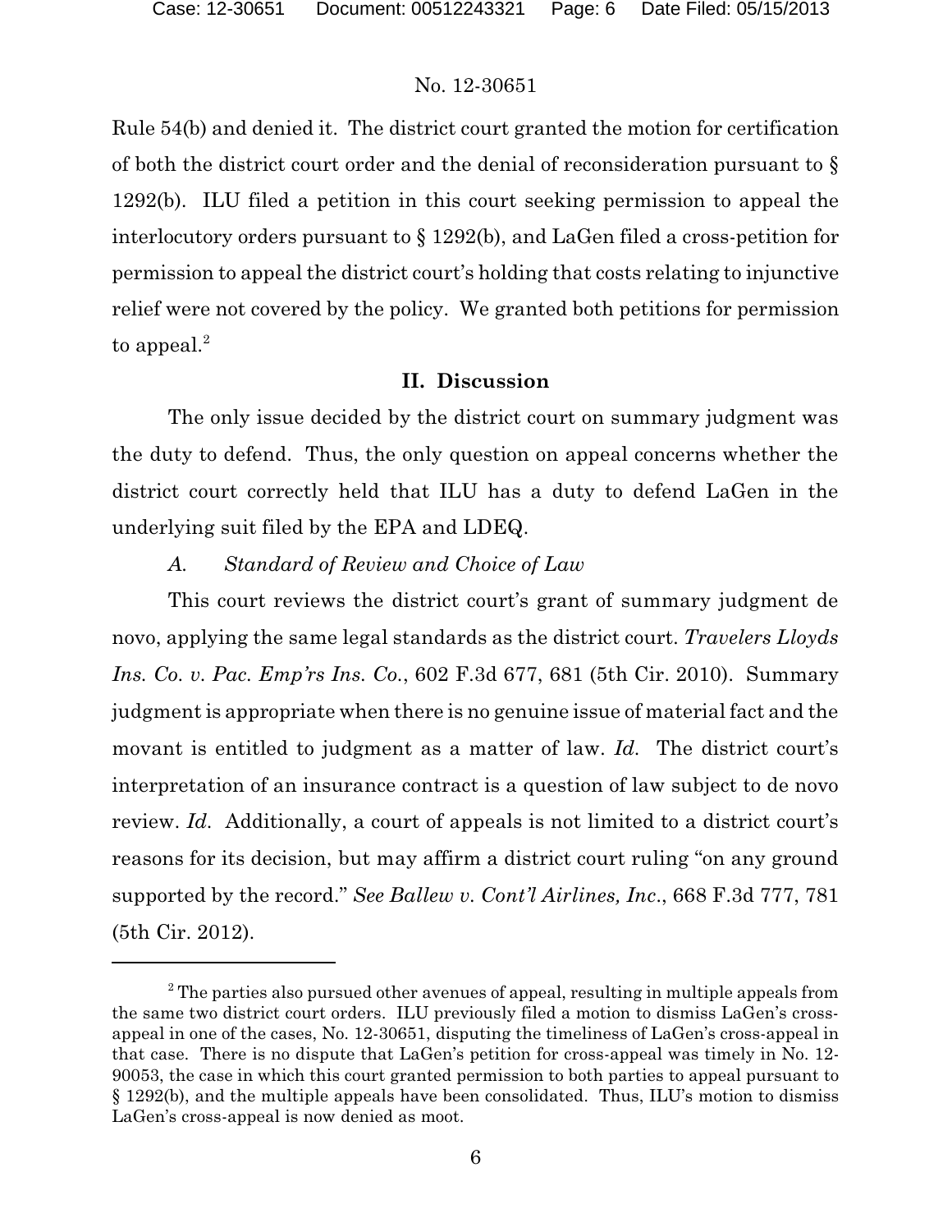Rule 54(b) and denied it. The district court granted the motion for certification of both the district court order and the denial of reconsideration pursuant to § 1292(b). ILU filed a petition in this court seeking permission to appeal the interlocutory orders pursuant to § 1292(b), and LaGen filed a cross-petition for permission to appeal the district court's holding that costs relating to injunctive relief were not covered by the policy. We granted both petitions for permission to appeal.[2]

## II. Discussion

The only issue decided by the district court on summary judgment was the duty to defend. Thus, the only question on appeal concerns whether the district court correctly held that ILU has a duty to defend LaGen in the underlying suit filed by the EPA and LDEQ.

### *A. Standard of Review and Choice of Law*

This court reviews the district court's grant of summary judgment de novo, applying the same legal standards as the district court. *Travelers Lloyds Ins. Co. v. Pac. Emp'rs Ins. Co.*, 602 F.3d 677, 681 (5th Cir. 2010). Summary judgment is appropriate when there is no genuine issue of material fact and the movant is entitled to judgment as a matter of law. *Id.* The district court's interpretation of an insurance contract is a question of law subject to de novo review. *Id.* Additionally, a court of appeals is not limited to a district court's reasons for its decision, but may affirm a district court ruling "on any ground supported by the record." *See Ballew v. Cont'l Airlines, Inc.*, 668 F.3d 777, 781 (5th Cir. 2012).

---

[2] The parties also pursued other avenues of appeal, resulting in multiple appeals from the same two district court orders. ILU previously filed a motion to dismiss LaGen's cross-appeal in one of the cases, No. 12-30651, disputing the timeliness of LaGen's cross-appeal in that case. There is no dispute that LaGen's petition for cross-appeal was timely in No. 12-90053, the case in which this court granted permission to both parties to appeal pursuant to § 1292(b), and the multiple appeals have been consolidated. Thus, ILU's motion to dismiss LaGen's cross-appeal is now denied as moot.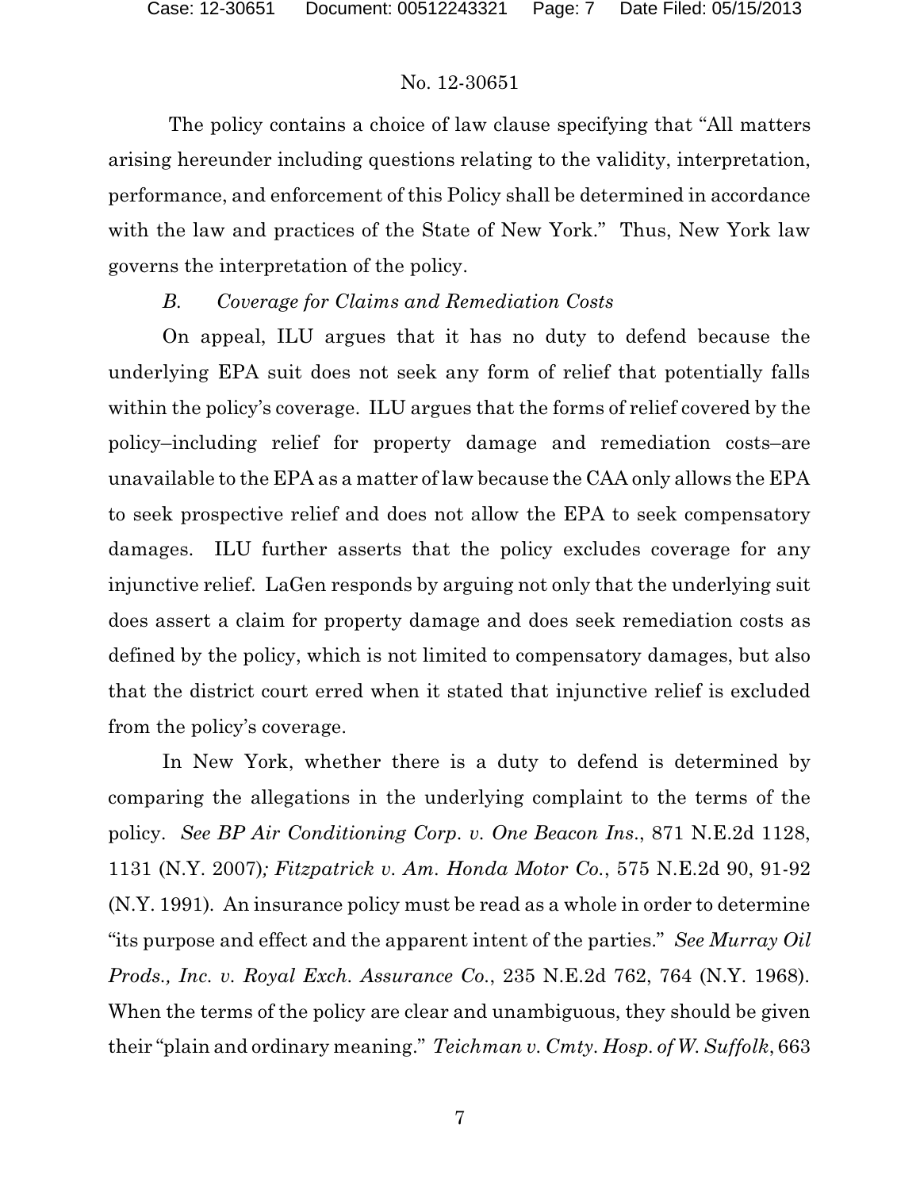The policy contains a choice of law clause specifying that "All matters arising hereunder including questions relating to the validity, interpretation, performance, and enforcement of this Policy shall be determined in accordance with the law and practices of the State of New York." Thus, New York law governs the interpretation of the policy.

*B. Coverage for Claims and Remediation Costs*

On appeal, ILU argues that it has no duty to defend because the underlying EPA suit does not seek any form of relief that potentially falls within the policy's coverage. ILU argues that the forms of relief covered by the policy–including relief for property damage and remediation costs–are unavailable to the EPA as a matter of law because the CAA only allows the EPA to seek prospective relief and does not allow the EPA to seek compensatory damages. ILU further asserts that the policy excludes coverage for any injunctive relief. LaGen responds by arguing not only that the underlying suit does assert a claim for property damage and does seek remediation costs as defined by the policy, which is not limited to compensatory damages, but also that the district court erred when it stated that injunctive relief is excluded from the policy's coverage.

In New York, whether there is a duty to defend is determined by comparing the allegations in the underlying complaint to the terms of the policy. *See BP Air Conditioning Corp. v. One Beacon Ins.*, 871 N.E.2d 1128, 1131 (N.Y. 2007); *Fitzpatrick v. Am. Honda Motor Co.*, 575 N.E.2d 90, 91-92 (N.Y. 1991). An insurance policy must be read as a whole in order to determine "its purpose and effect and the apparent intent of the parties." *See Murray Oil Prods., Inc. v. Royal Exch. Assurance Co.*, 235 N.E.2d 762, 764 (N.Y. 1968). When the terms of the policy are clear and unambiguous, they should be given their "plain and ordinary meaning." *Teichman v. Cmty. Hosp. of W. Suffolk*, 663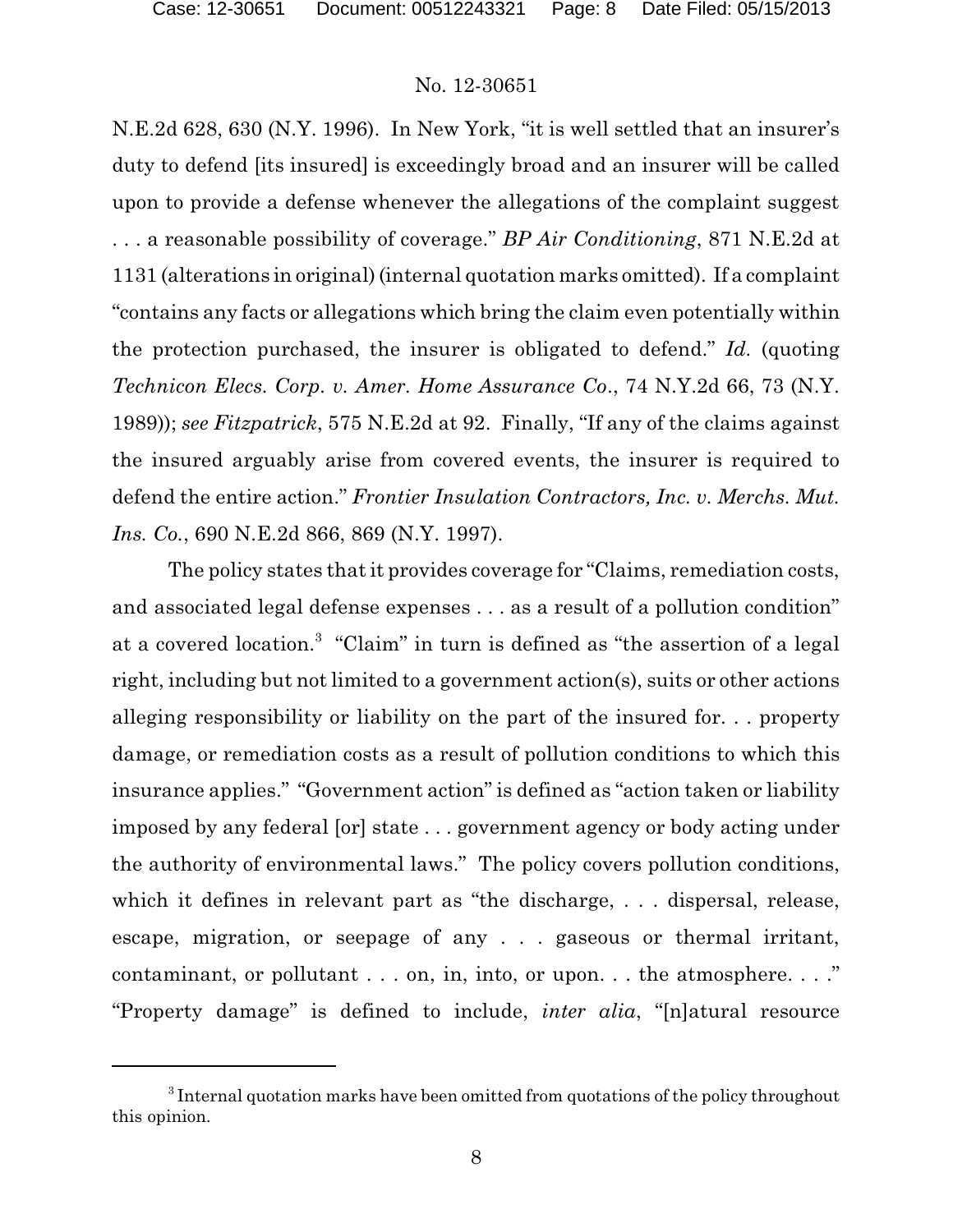N.E.2d 628, 630 (N.Y. 1996). In New York, "it is well settled that an insurer's duty to defend [its insured] is exceedingly broad and an insurer will be called upon to provide a defense whenever the allegations of the complaint suggest . . . a reasonable possibility of coverage." *BP Air Conditioning*, 871 N.E.2d at 1131 (alterations in original) (internal quotation marks omitted). If a complaint "contains any facts or allegations which bring the claim even potentially within the protection purchased, the insurer is obligated to defend." *Id.* (quoting *Technicon Elecs. Corp. v. Amer. Home Assurance Co.*, 74 N.Y.2d 66, 73 (N.Y. 1989)); *see Fitzpatrick*, 575 N.E.2d at 92. Finally, "If any of the claims against the insured arguably arise from covered events, the insurer is required to defend the entire action." *Frontier Insulation Contractors, Inc. v. Merchs. Mut. Ins. Co.*, 690 N.E.2d 866, 869 (N.Y. 1997).

The policy states that it provides coverage for "Claims, remediation costs, and associated legal defense expenses . . . as a result of a pollution condition" at a covered location.[3] "Claim" in turn is defined as "the assertion of a legal right, including but not limited to a government action(s), suits or other actions alleging responsibility or liability on the part of the insured for. . . property damage, or remediation costs as a result of pollution conditions to which this insurance applies." "Government action" is defined as "action taken or liability imposed by any federal [or] state . . . government agency or body acting under the authority of environmental laws." The policy covers pollution conditions, which it defines in relevant part as "the discharge, . . . dispersal, release, escape, migration, or seepage of any . . . gaseous or thermal irritant, contaminant, or pollutant . . . on, in, into, or upon. . . the atmosphere. . . ." "Property damage" is defined to include, *inter alia*, "[n]atural resource

---

[3] Internal quotation marks have been omitted from quotations of the policy throughout this opinion.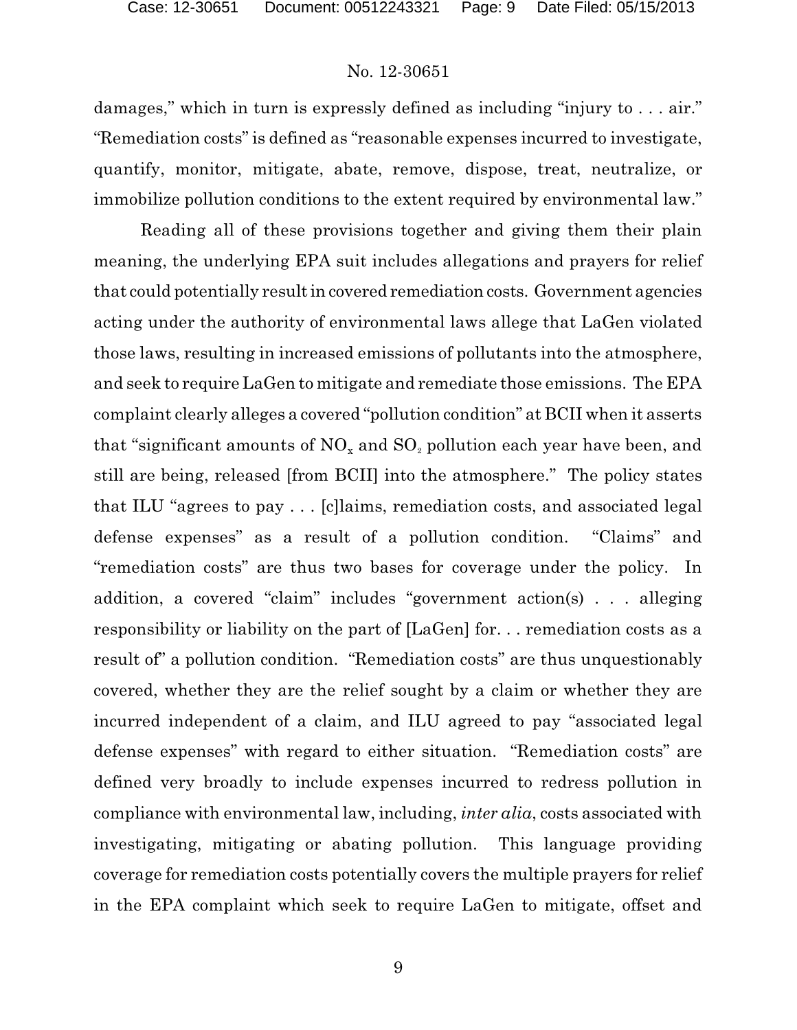damages," which in turn is expressly defined as including "injury to . . . air." "Remediation costs" is defined as "reasonable expenses incurred to investigate, quantify, monitor, mitigate, abate, remove, dispose, treat, neutralize, or immobilize pollution conditions to the extent required by environmental law."

Reading all of these provisions together and giving them their plain meaning, the underlying EPA suit includes allegations and prayers for relief that could potentially result in covered remediation costs. Government agencies acting under the authority of environmental laws allege that LaGen violated those laws, resulting in increased emissions of pollutants into the atmosphere, and seek to require LaGen to mitigate and remediate those emissions. The EPA complaint clearly alleges a covered "pollution condition" at BCII when it asserts that "significant amounts of $NO_x$ and $SO_2$ pollution each year have been, and still are being, released [from BCII] into the atmosphere." The policy states that ILU "agrees to pay . . . [c]laims, remediation costs, and associated legal defense expenses" as a result of a pollution condition. "Claims" and "remediation costs" are thus two bases for coverage under the policy. In addition, a covered "claim" includes "government action(s) . . . alleging responsibility or liability on the part of [LaGen] for. . . remediation costs as a result of" a pollution condition. "Remediation costs" are thus unquestionably covered, whether they are the relief sought by a claim or whether they are incurred independent of a claim, and ILU agreed to pay "associated legal defense expenses" with regard to either situation. "Remediation costs" are defined very broadly to include expenses incurred to redress pollution in compliance with environmental law, including, *inter alia*, costs associated with investigating, mitigating or abating pollution. This language providing coverage for remediation costs potentially covers the multiple prayers for relief in the EPA complaint which seek to require LaGen to mitigate, offset and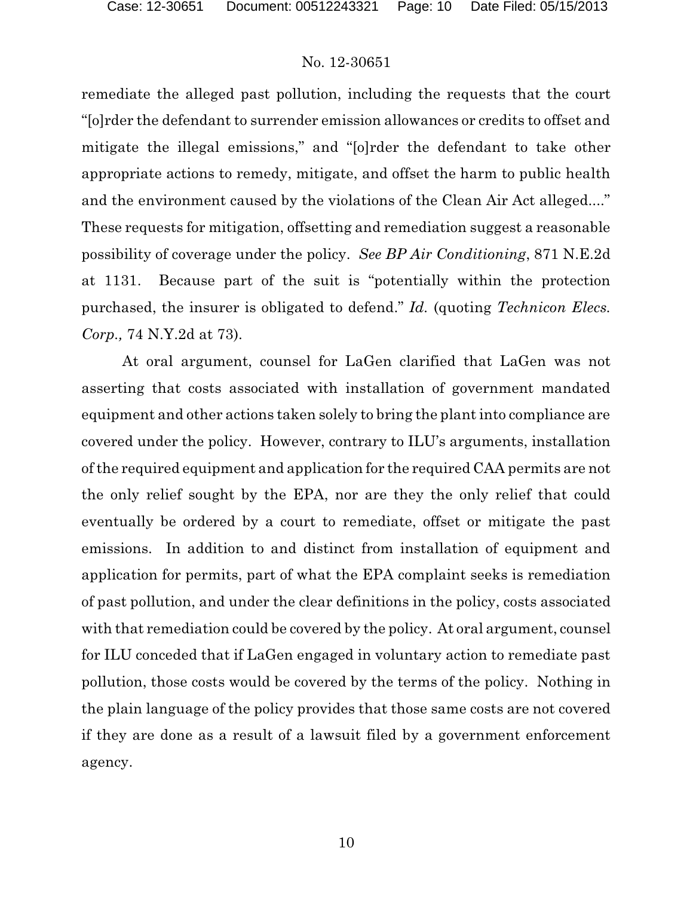remediate the alleged past pollution, including the requests that the court "[o]rder the defendant to surrender emission allowances or credits to offset and mitigate the illegal emissions," and "[o]rder the defendant to take other appropriate actions to remedy, mitigate, and offset the harm to public health and the environment caused by the violations of the Clean Air Act alleged...." These requests for mitigation, offsetting and remediation suggest a reasonable possibility of coverage under the policy. *See BP Air Conditioning*, 871 N.E.2d at 1131. Because part of the suit is "potentially within the protection purchased, the insurer is obligated to defend." *Id.* (quoting *Technicon Elecs. Corp.,* 74 N.Y.2d at 73).

At oral argument, counsel for LaGen clarified that LaGen was not asserting that costs associated with installation of government mandated equipment and other actions taken solely to bring the plant into compliance are covered under the policy. However, contrary to ILU's arguments, installation of the required equipment and application for the required CAA permits are not the only relief sought by the EPA, nor are they the only relief that could eventually be ordered by a court to remediate, offset or mitigate the past emissions. In addition to and distinct from installation of equipment and application for permits, part of what the EPA complaint seeks is remediation of past pollution, and under the clear definitions in the policy, costs associated with that remediation could be covered by the policy. At oral argument, counsel for ILU conceded that if LaGen engaged in voluntary action to remediate past pollution, those costs would be covered by the terms of the policy. Nothing in the plain language of the policy provides that those same costs are not covered if they are done as a result of a lawsuit filed by a government enforcement agency.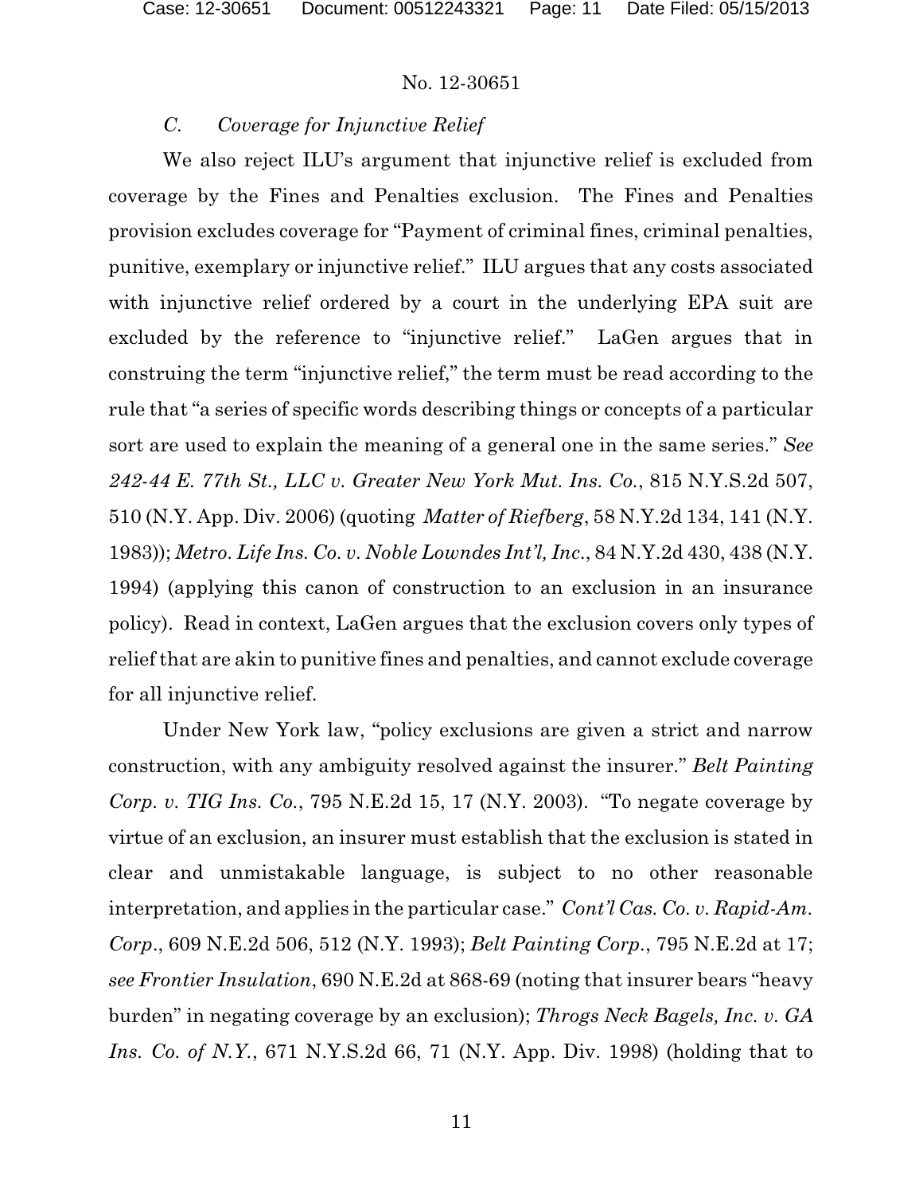### *C. Coverage for Injunctive Relief*

We also reject ILU's argument that injunctive relief is excluded from coverage by the Fines and Penalties exclusion. The Fines and Penalties provision excludes coverage for "Payment of criminal fines, criminal penalties, punitive, exemplary or injunctive relief." ILU argues that any costs associated with injunctive relief ordered by a court in the underlying EPA suit are excluded by the reference to "injunctive relief." LaGen argues that in construing the term "injunctive relief," the term must be read according to the rule that "a series of specific words describing things or concepts of a particular sort are used to explain the meaning of a general one in the same series." *See 242-44 E. 77th St., LLC v. Greater New York Mut. Ins. Co.*, 815 N.Y.S.2d 507, 510 (N.Y. App. Div. 2006) (quoting *Matter of Riefberg*, 58 N.Y.2d 134, 141 (N.Y. 1983)); *Metro. Life Ins. Co. v. Noble Lowndes Int'l, Inc.*, 84 N.Y.2d 430, 438 (N.Y. 1994) (applying this canon of construction to an exclusion in an insurance policy). Read in context, LaGen argues that the exclusion covers only types of relief that are akin to punitive fines and penalties, and cannot exclude coverage for all injunctive relief.

Under New York law, "policy exclusions are given a strict and narrow construction, with any ambiguity resolved against the insurer." *Belt Painting Corp. v. TIG Ins. Co.*, 795 N.E.2d 15, 17 (N.Y. 2003). "To negate coverage by virtue of an exclusion, an insurer must establish that the exclusion is stated in clear and unmistakable language, is subject to no other reasonable interpretation, and applies in the particular case." *Cont'l Cas. Co. v. Rapid-Am. Corp.*, 609 N.E.2d 506, 512 (N.Y. 1993); *Belt Painting Corp.*, 795 N.E.2d at 17; *see Frontier Insulation*, 690 N.E.2d at 868-69 (noting that insurer bears "heavy burden" in negating coverage by an exclusion); *Throgs Neck Bagels, Inc. v. GA Ins. Co. of N.Y.*, 671 N.Y.S.2d 66, 71 (N.Y. App. Div. 1998) (holding that to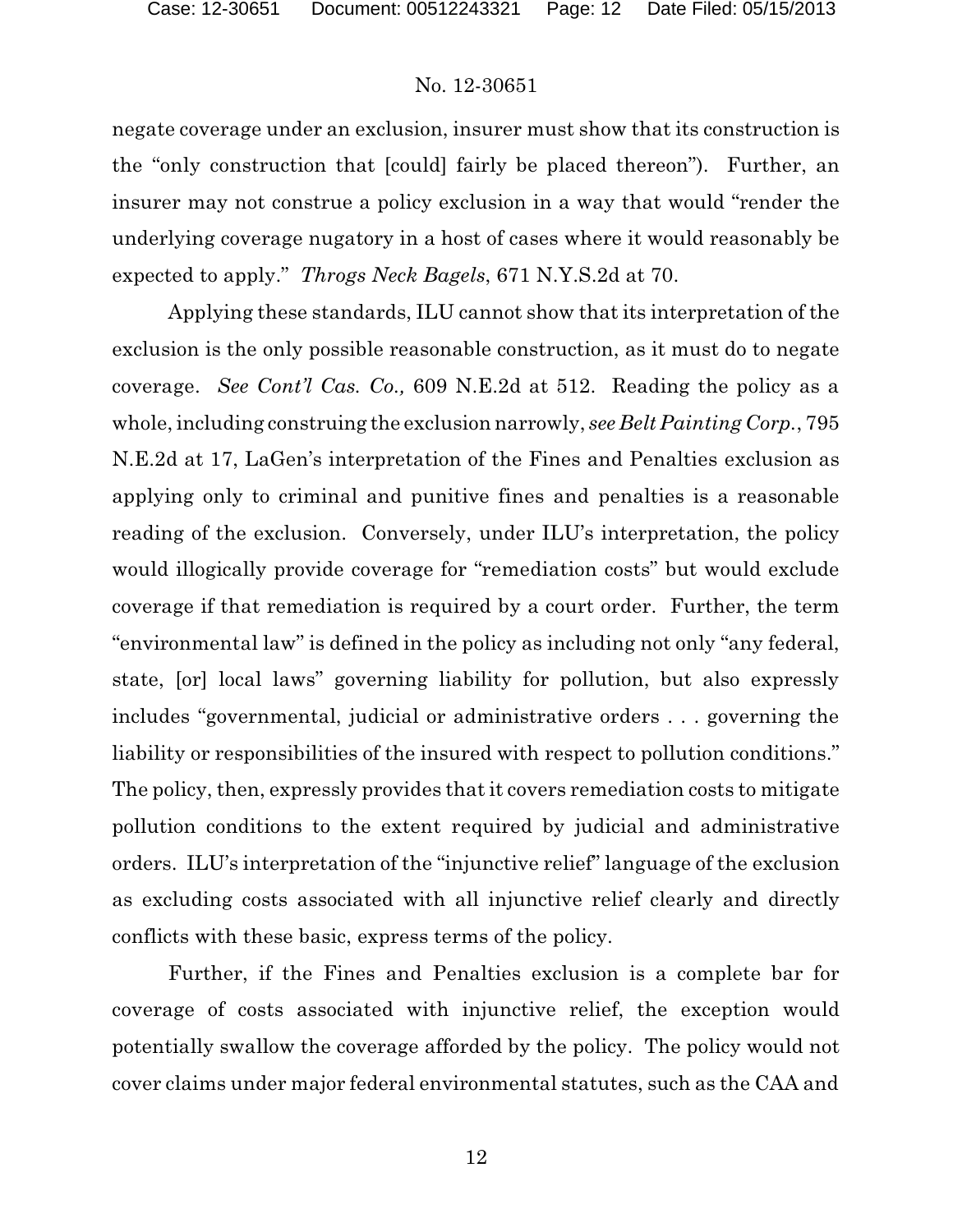negate coverage under an exclusion, insurer must show that its construction is the "only construction that [could] fairly be placed thereon"). Further, an insurer may not construe a policy exclusion in a way that would "render the underlying coverage nugatory in a host of cases where it would reasonably be expected to apply." *Throgs Neck Bagels*, 671 N.Y.S.2d at 70.

Applying these standards, ILU cannot show that its interpretation of the exclusion is the only possible reasonable construction, as it must do to negate coverage. *See Cont'l Cas. Co.,* 609 N.E.2d at 512. Reading the policy as a whole, including construing the exclusion narrowly, *see Belt Painting Corp.*, 795 N.E.2d at 17, LaGen's interpretation of the Fines and Penalties exclusion as applying only to criminal and punitive fines and penalties is a reasonable reading of the exclusion. Conversely, under ILU's interpretation, the policy would illogically provide coverage for "remediation costs" but would exclude coverage if that remediation is required by a court order. Further, the term "environmental law" is defined in the policy as including not only "any federal, state, [or] local laws" governing liability for pollution, but also expressly includes "governmental, judicial or administrative orders . . . governing the liability or responsibilities of the insured with respect to pollution conditions." The policy, then, expressly provides that it covers remediation costs to mitigate pollution conditions to the extent required by judicial and administrative orders. ILU's interpretation of the "injunctive relief" language of the exclusion as excluding costs associated with all injunctive relief clearly and directly conflicts with these basic, express terms of the policy.

Further, if the Fines and Penalties exclusion is a complete bar for coverage of costs associated with injunctive relief, the exception would potentially swallow the coverage afforded by the policy. The policy would not cover claims under major federal environmental statutes, such as the CAA and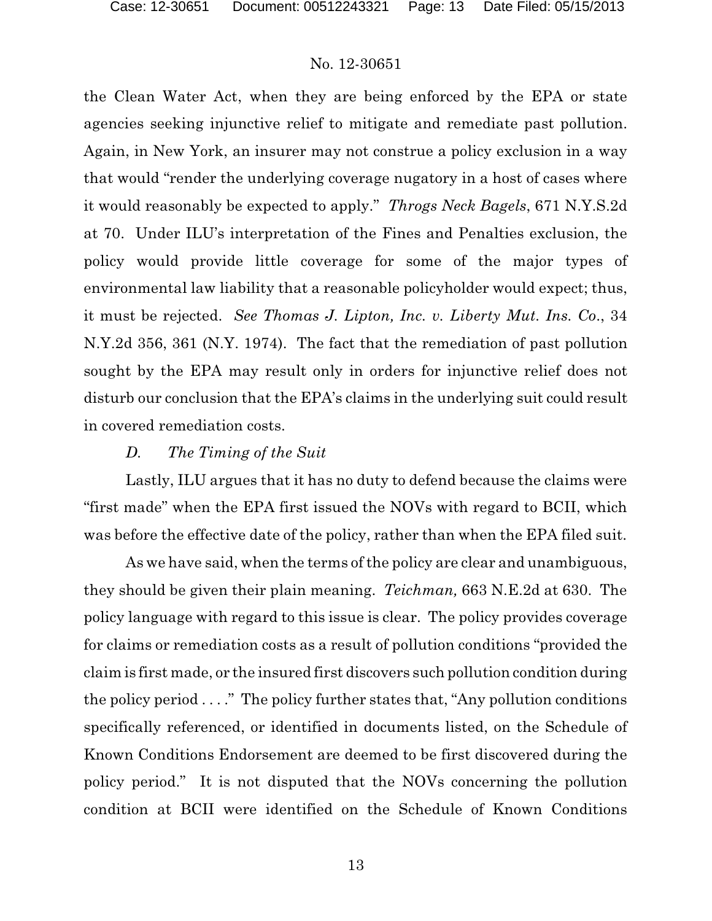the Clean Water Act, when they are being enforced by the EPA or state agencies seeking injunctive relief to mitigate and remediate past pollution. Again, in New York, an insurer may not construe a policy exclusion in a way that would "render the underlying coverage nugatory in a host of cases where it would reasonably be expected to apply." *Throgs Neck Bagels*, 671 N.Y.S.2d at 70. Under ILU's interpretation of the Fines and Penalties exclusion, the policy would provide little coverage for some of the major types of environmental law liability that a reasonable policyholder would expect; thus, it must be rejected. *See Thomas J. Lipton, Inc. v. Liberty Mut. Ins. Co.*, 34 N.Y.2d 356, 361 (N.Y. 1974). The fact that the remediation of past pollution sought by the EPA may result only in orders for injunctive relief does not disturb our conclusion that the EPA's claims in the underlying suit could result in covered remediation costs.

*D. The Timing of the Suit*

Lastly, ILU argues that it has no duty to defend because the claims were "first made" when the EPA first issued the NOVs with regard to BCII, which was before the effective date of the policy, rather than when the EPA filed suit.

As we have said, when the terms of the policy are clear and unambiguous, they should be given their plain meaning. *Teichman,* 663 N.E.2d at 630. The policy language with regard to this issue is clear. The policy provides coverage for claims or remediation costs as a result of pollution conditions "provided the claim is first made, or the insured first discovers such pollution condition during the policy period . . . ." The policy further states that, "Any pollution conditions specifically referenced, or identified in documents listed, on the Schedule of Known Conditions Endorsement are deemed to be first discovered during the policy period." It is not disputed that the NOVs concerning the pollution condition at BCII were identified on the Schedule of Known Conditions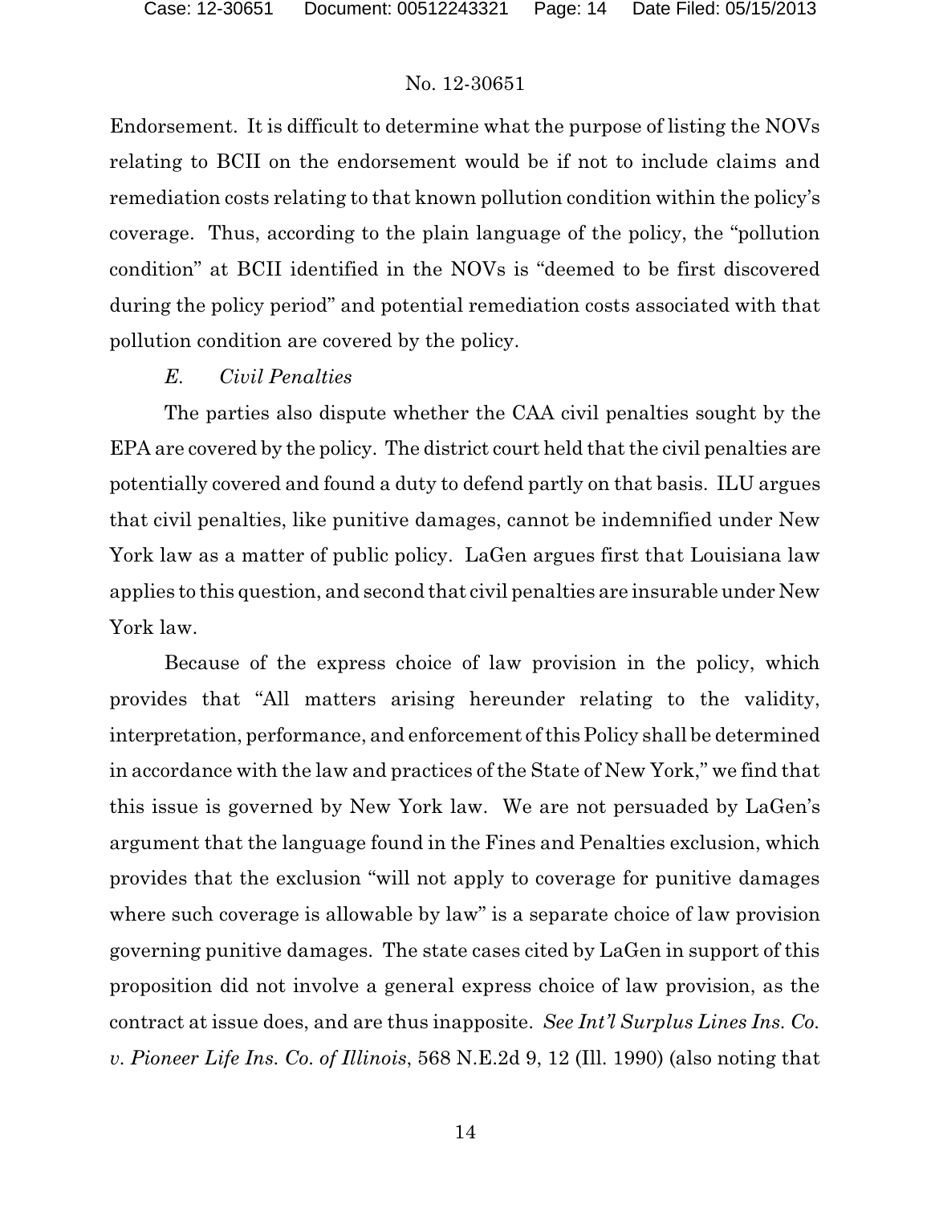Endorsement. It is difficult to determine what the purpose of listing the NOVs relating to BCII on the endorsement would be if not to include claims and remediation costs relating to that known pollution condition within the policy's coverage. Thus, according to the plain language of the policy, the "pollution condition" at BCII identified in the NOVs is "deemed to be first discovered during the policy period" and potential remediation costs associated with that pollution condition are covered by the policy.

*E. Civil Penalties*

The parties also dispute whether the CAA civil penalties sought by the EPA are covered by the policy. The district court held that the civil penalties are potentially covered and found a duty to defend partly on that basis. ILU argues that civil penalties, like punitive damages, cannot be indemnified under New York law as a matter of public policy. LaGen argues first that Louisiana law applies to this question, and second that civil penalties are insurable under New York law.

Because of the express choice of law provision in the policy, which provides that "All matters arising hereunder relating to the validity, interpretation, performance, and enforcement of this Policy shall be determined in accordance with the law and practices of the State of New York," we find that this issue is governed by New York law. We are not persuaded by LaGen's argument that the language found in the Fines and Penalties exclusion, which provides that the exclusion "will not apply to coverage for punitive damages where such coverage is allowable by law" is a separate choice of law provision governing punitive damages. The state cases cited by LaGen in support of this proposition did not involve a general express choice of law provision, as the contract at issue does, and are thus inapposite. *See Int'l Surplus Lines Ins. Co. v. Pioneer Life Ins. Co. of Illinois*, 568 N.E.2d 9, 12 (Ill. 1990) (also noting that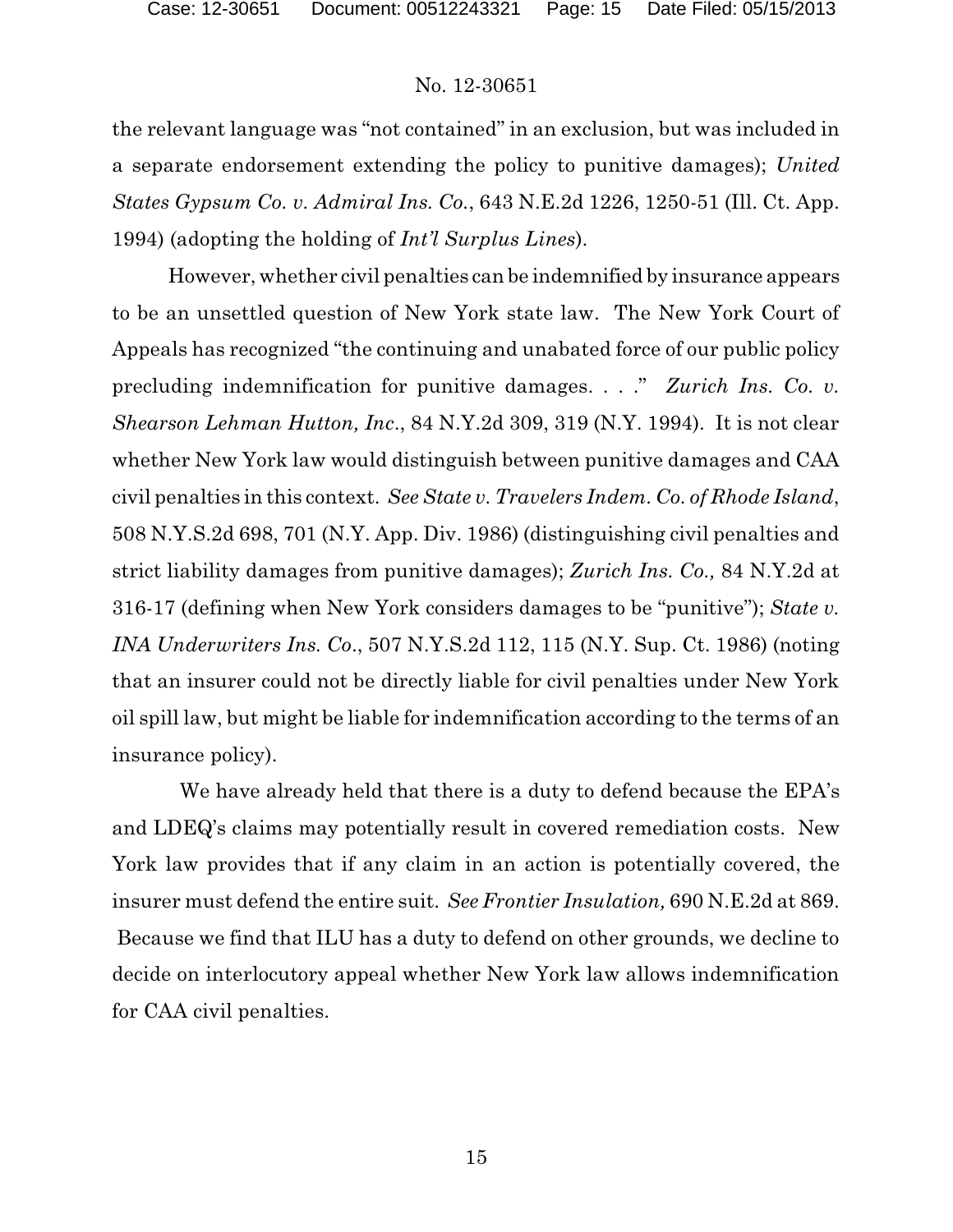the relevant language was "not contained" in an exclusion, but was included in a separate endorsement extending the policy to punitive damages); *United States Gypsum Co. v. Admiral Ins. Co.*, 643 N.E.2d 1226, 1250-51 (Ill. Ct. App. 1994) (adopting the holding of *Int'l Surplus Lines*).

However, whether civil penalties can be indemnified by insurance appears to be an unsettled question of New York state law. The New York Court of Appeals has recognized "the continuing and unabated force of our public policy precluding indemnification for punitive damages. . . ." *Zurich Ins. Co. v. Shearson Lehman Hutton, Inc.*, 84 N.Y.2d 309, 319 (N.Y. 1994). It is not clear whether New York law would distinguish between punitive damages and CAA civil penalties in this context. *See State v. Travelers Indem. Co. of Rhode Island*, 508 N.Y.S.2d 698, 701 (N.Y. App. Div. 1986) (distinguishing civil penalties and strict liability damages from punitive damages); *Zurich Ins. Co.,* 84 N.Y.2d at 316-17 (defining when New York considers damages to be "punitive"); *State v. INA Underwriters Ins. Co.*, 507 N.Y.S.2d 112, 115 (N.Y. Sup. Ct. 1986) (noting that an insurer could not be directly liable for civil penalties under New York oil spill law, but might be liable for indemnification according to the terms of an insurance policy).

We have already held that there is a duty to defend because the EPA's and LDEQ's claims may potentially result in covered remediation costs. New York law provides that if any claim in an action is potentially covered, the insurer must defend the entire suit. *See Frontier Insulation,* 690 N.E.2d at 869. Because we find that ILU has a duty to defend on other grounds, we decline to decide on interlocutory appeal whether New York law allows indemnification for CAA civil penalties.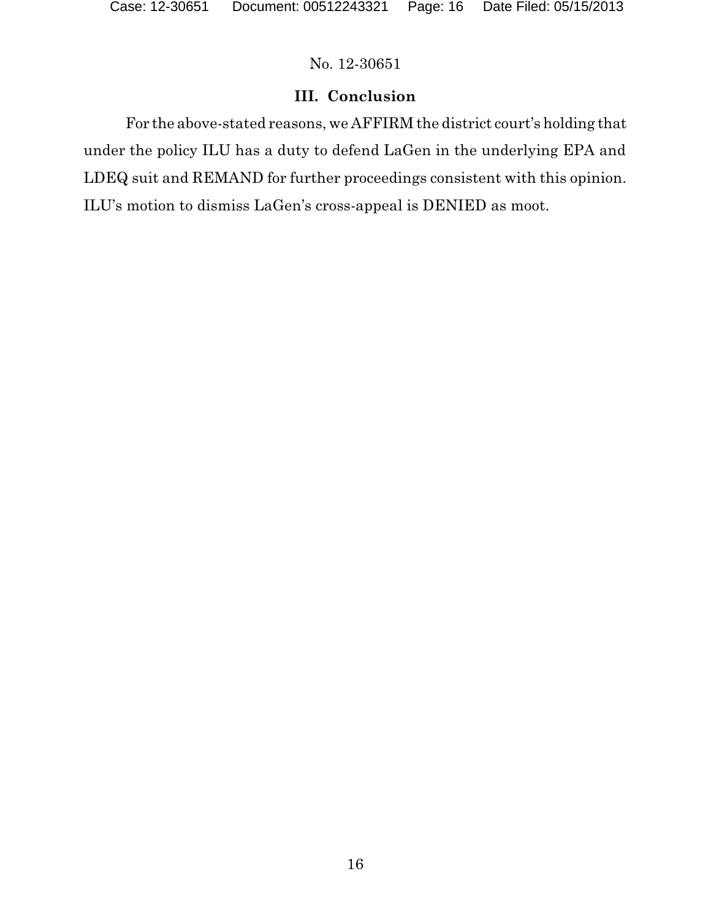No. 12-30651

### III. Conclusion

For the above-stated reasons, we AFFIRM the district court's holding that under the policy ILU has a duty to defend LaGen in the underlying EPA and LDEQ suit and REMAND for further proceedings consistent with this opinion. ILU's motion to dismiss LaGen's cross-appeal is DENIED as moot.